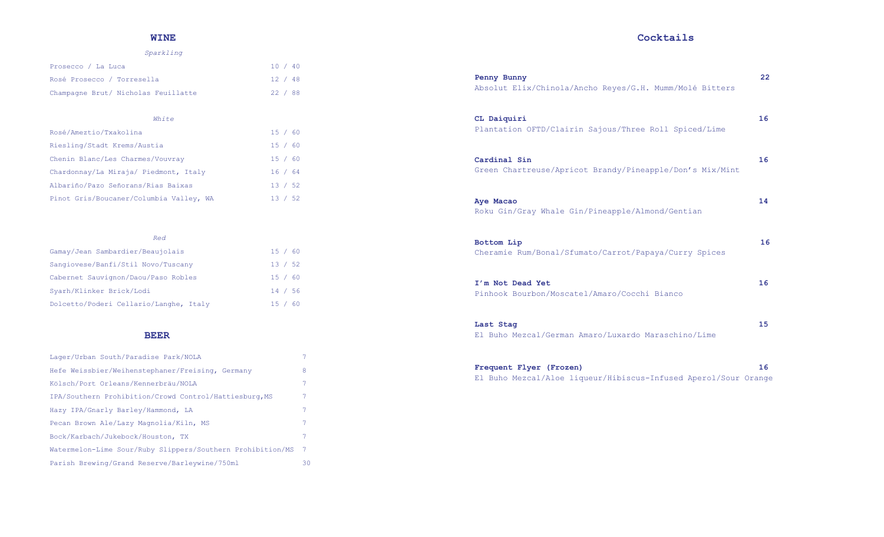## WINE

### *Sparkling*

| | |
|---|---|
| Prosecco / La Luca | 10 / 40 |
| Rosé Prosecco / Torresella | 12 / 48 |
| Champagne Brut/ Nicholas Feuillatte | 22 / 88 |

### *White*

| | |
|---|---|
| Rosé/Ameztio/Txakolina | 15 / 60 |
| Riesling/Stadt Krems/Austia | 15 / 60 |
| Chenin Blanc/Les Charmes/Vouvray | 15 / 60 |
| Chardonnay/La Miraja/ Piedmont, Italy | 16 / 64 |
| Albariño/Pazo Señorans/Rias Baixas | 13 / 52 |
| Pinot Gris/Boucaner/Columbia Valley, WA | 13 / 52 |

### *Red*

| | |
|---|---|
| Gamay/Jean Sambardier/Beaujolais | 15 / 60 |
| Sangiovese/Banfi/Stil Novo/Tuscany | 13 / 52 |
| Cabernet Sauvignon/Daou/Paso Robles | 15 / 60 |
| Syarh/Klinker Brick/Lodi | 14 / 56 |
| Dolcetto/Poderi Cellario/Langhe, Italy | 15 / 60 |

## BEER

| | |
|---|---|
| Lager/Urban South/Paradise Park/NOLA | 7 |
| Hefe Weissbier/Weihenstephaner/Freising, Germany | 8 |
| Kölsch/Port Orleans/Kennerbräu/NOLA | 7 |
| IPA/Southern Prohibition/Crowd Control/Hattiesburg,MS | 7 |
| Hazy IPA/Gnarly Barley/Hammond, LA | 7 |
| Pecan Brown Ale/Lazy Magnolia/Kiln, MS | 7 |
| Bock/Karbach/Jukebock/Houston, TX | 7 |
| Watermelon-Lime Sour/Ruby Slippers/Southern Prohibition/MS | 7 |
| Parish Brewing/Grand Reserve/Barleywine/750ml | 30 |

## Cocktails

**Penny Bunny** — **22**
Absolut Elix/Chinola/Ancho Reyes/G.H. Mumm/Molé Bitters

**CL Daiquiri** — **16**
Plantation OFTD/Clairin Sajous/Three Roll Spiced/Lime

**Cardinal Sin** — **16**
Green Chartreuse/Apricot Brandy/Pineapple/Don's Mix/Mint

**Aye Macao** — **14**
Roku Gin/Gray Whale Gin/Pineapple/Almond/Gentian

**Bottom Lip** — **16**
Cheramie Rum/Bonal/Sfumato/Carrot/Papaya/Curry Spices

**I'm Not Dead Yet** — **16**
Pinhook Bourbon/Moscatel/Amaro/Cocchi Bianco

**Last Stag** — **15**
El Buho Mezcal/German Amaro/Luxardo Maraschino/Lime

**Frequent Flyer (Frozen)** — **16**
El Buho Mezcal/Aloe liqueur/Hibiscus-Infused Aperol/Sour Orange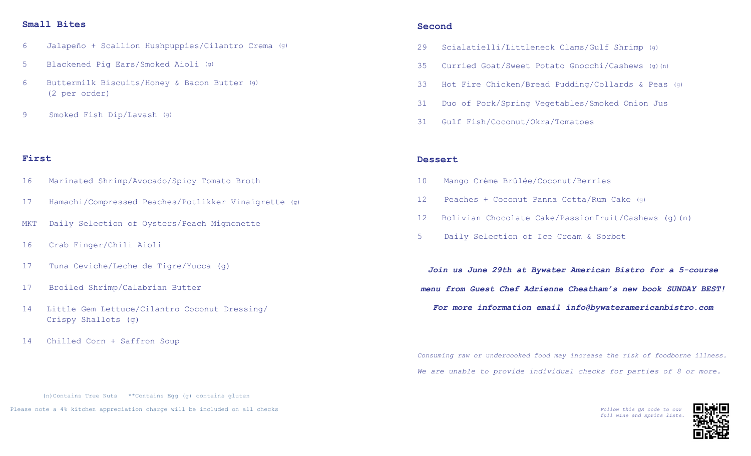## Small Bites

6 Jalapeño + Scallion Hushpuppies/Cilantro Crema (g)

5 Blackened Pig Ears/Smoked Aioli (g)

6 Buttermilk Biscuits/Honey & Bacon Butter (g)
(2 per order)

9 Smoked Fish Dip/Lavash (g)

## First

16 Marinated Shrimp/Avocado/Spicy Tomato Broth

17 Hamachi/Compressed Peaches/Potlikker Vinaigrette (g)

MKT Daily Selection of Oysters/Peach Mignonette

16 Crab Finger/Chili Aioli

17 Tuna Ceviche/Leche de Tigre/Yucca (g)

17 Broiled Shrimp/Calabrian Butter

14 Little Gem Lettuce/Cilantro Coconut Dressing/
Crispy Shallots (g)

14 Chilled Corn + Saffron Soup

(n)Contains Tree Nuts **Contains Egg (g) contains gluten

Please note a 4% kitchen appreciation charge will be included on all checks

## Second

29 Scialatielli/Littleneck Clams/Gulf Shrimp (g)

35 Curried Goat/Sweet Potato Gnocchi/Cashews (g)(n)

33 Hot Fire Chicken/Bread Pudding/Collards & Peas (g)

31 Duo of Pork/Spring Vegetables/Smoked Onion Jus

31 Gulf Fish/Coconut/Okra/Tomatoes

## Dessert

10 Mango Crème Brûlée/Coconut/Berries

12 Peaches + Coconut Panna Cotta/Rum Cake (g)

12 Bolivian Chocolate Cake/Passionfruit/Cashews (g)(n)

5 Daily Selection of Ice Cream & Sorbet

***Join us June 29th at Bywater American Bistro for a 5-course menu from Guest Chef Adrienne Cheatham's new book SUNDAY BEST!***

***For more information email info@bywateramericanbistro.com***

*Consuming raw or undercooked food may increase the risk of foodborne illness.*

*We are unable to provide individual checks for parties of 8 or more.*

*Follow this QR code to our full wine and sprits lists.*